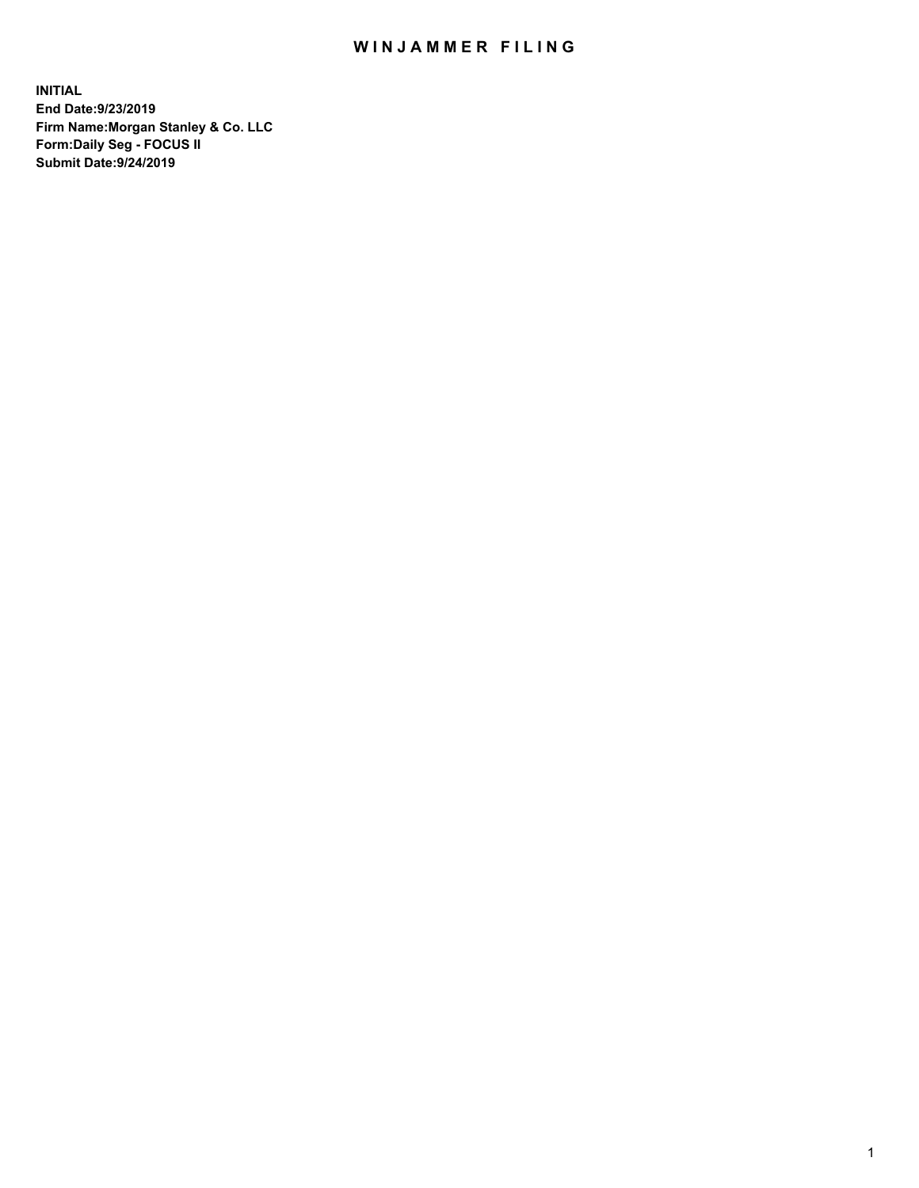# WINJAMMER FILING

**INITIAL**
**End Date:9/23/2019**
**Firm Name:Morgan Stanley & Co. LLC**
**Form:Daily Seg - FOCUS II**
**Submit Date:9/24/2019**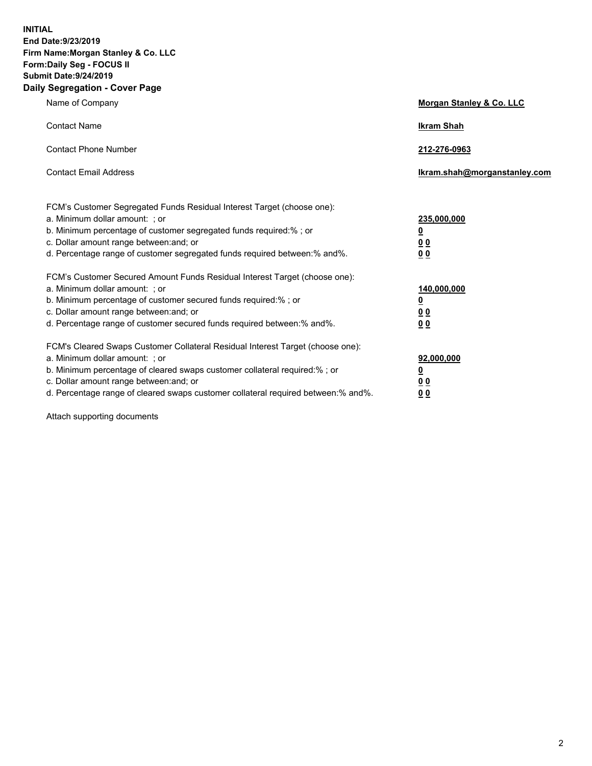**INITIAL**
**End Date:9/23/2019**
**Firm Name:Morgan Stanley & Co. LLC**
**Form:Daily Seg - FOCUS II**
**Submit Date:9/24/2019**

## Daily Segregation - Cover Page

| | |
|---|---|
| Name of Company | **Morgan Stanley & Co. LLC** |
| Contact Name | **Ikram Shah** |
| Contact Phone Number | **212-276-0963** |
| Contact Email Address | **Ikram.shah@morganstanley.com** |

| | |
|---|---|
| FCM's Customer Segregated Funds Residual Interest Target (choose one): | |
| a. Minimum dollar amount: ; or | **235,000,000** |
| b. Minimum percentage of customer segregated funds required:% ; or | **0** |
| c. Dollar amount range between:and; or | **0 0** |
| d. Percentage range of customer segregated funds required between:% and%. | **0 0** |
| FCM's Customer Secured Amount Funds Residual Interest Target (choose one): | |
| a. Minimum dollar amount: ; or | **140,000,000** |
| b. Minimum percentage of customer secured funds required:% ; or | **0** |
| c. Dollar amount range between:and; or | **0 0** |
| d. Percentage range of customer secured funds required between:% and%. | **0 0** |
| FCM's Cleared Swaps Customer Collateral Residual Interest Target (choose one): | |
| a. Minimum dollar amount: ; or | **92,000,000** |
| b. Minimum percentage of cleared swaps customer collateral required:% ; or | **0** |
| c. Dollar amount range between:and; or | **0 0** |
| d. Percentage range of cleared swaps customer collateral required between:% and%. | **0 0** |

Attach supporting documents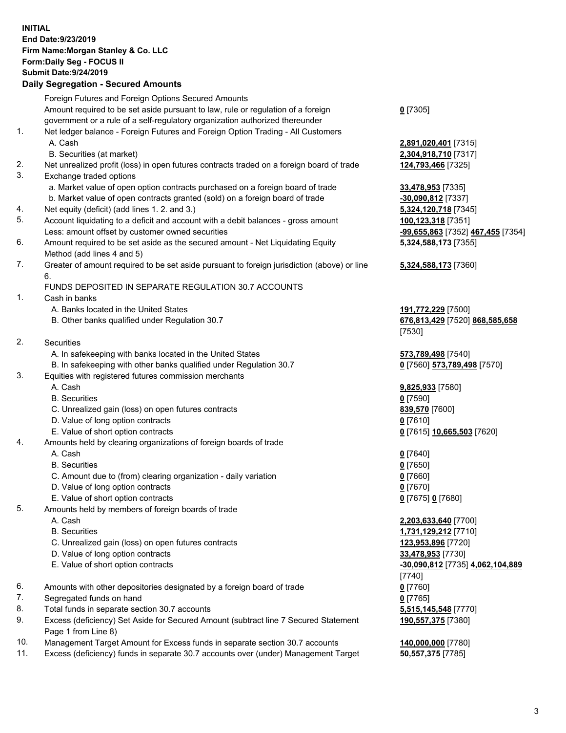**INITIAL**
**End Date:9/23/2019**
**Firm Name:Morgan Stanley & Co. LLC**
**Form:Daily Seg - FOCUS II**
**Submit Date:9/24/2019**

## Daily Segregation - Secured Amounts

| | | |
|---|---|---|
| | Foreign Futures and Foreign Options Secured Amounts | |
| | Amount required to be set aside pursuant to law, rule or regulation of a foreign government or a rule of a self-regulatory organization authorized thereunder | **0** [7305] |
| 1. | Net ledger balance - Foreign Futures and Foreign Option Trading - All Customers | |
| | A. Cash | **2,891,020,401** [7315] |
| | B. Securities (at market) | **2,304,918,710** [7317] |
| 2. | Net unrealized profit (loss) in open futures contracts traded on a foreign board of trade | **124,793,466** [7325] |
| 3. | Exchange traded options | |
| | a. Market value of open option contracts purchased on a foreign board of trade | **33,478,953** [7335] |
| | b. Market value of open contracts granted (sold) on a foreign board of trade | **-30,090,812** [7337] |
| 4. | Net equity (deficit) (add lines 1. 2. and 3.) | **5,324,120,718** [7345] |
| 5. | Account liquidating to a deficit and account with a debit balances - gross amount | **100,123,318** [7351] |
| | Less: amount offset by customer owned securities | **-99,655,863** [7352] **467,455** [7354] |
| 6. | Amount required to be set aside as the secured amount - Net Liquidating Equity Method (add lines 4 and 5) | **5,324,588,173** [7355] |
| 7. | Greater of amount required to be set aside pursuant to foreign jurisdiction (above) or line 6. | **5,324,588,173** [7360] |
| | FUNDS DEPOSITED IN SEPARATE REGULATION 30.7 ACCOUNTS | |
| 1. | Cash in banks | |
| | A. Banks located in the United States | **191,772,229** [7500] |
| | B. Other banks qualified under Regulation 30.7 | **676,813,429** [7520] **868,585,658** [7530] |
| 2. | Securities | |
| | A. In safekeeping with banks located in the United States | **573,789,498** [7540] |
| | B. In safekeeping with other banks qualified under Regulation 30.7 | **0** [7560] **573,789,498** [7570] |
| 3. | Equities with registered futures commission merchants | |
| | A. Cash | **9,825,933** [7580] |
| | B. Securities | **0** [7590] |
| | C. Unrealized gain (loss) on open futures contracts | **839,570** [7600] |
| | D. Value of long option contracts | **0** [7610] |
| | E. Value of short option contracts | **0** [7615] **10,665,503** [7620] |
| 4. | Amounts held by clearing organizations of foreign boards of trade | |
| | A. Cash | **0** [7640] |
| | B. Securities | **0** [7650] |
| | C. Amount due to (from) clearing organization - daily variation | **0** [7660] |
| | D. Value of long option contracts | **0** [7670] |
| | E. Value of short option contracts | **0** [7675] **0** [7680] |
| 5. | Amounts held by members of foreign boards of trade | |
| | A. Cash | **2,203,633,640** [7700] |
| | B. Securities | **1,731,129,212** [7710] |
| | C. Unrealized gain (loss) on open futures contracts | **123,953,896** [7720] |
| | D. Value of long option contracts | **33,478,953** [7730] |
| | E. Value of short option contracts | **-30,090,812** [7735] **4,062,104,889** [7740] |
| 6. | Amounts with other depositories designated by a foreign board of trade | **0** [7760] |
| 7. | Segregated funds on hand | **0** [7765] |
| 8. | Total funds in separate section 30.7 accounts | **5,515,145,548** [7770] |
| 9. | Excess (deficiency) Set Aside for Secured Amount (subtract line 7 Secured Statement Page 1 from Line 8) | **190,557,375** [7380] |
| 10. | Management Target Amount for Excess funds in separate section 30.7 accounts | **140,000,000** [7780] |
| 11. | Excess (deficiency) funds in separate 30.7 accounts over (under) Management Target | **50,557,375** [7785] |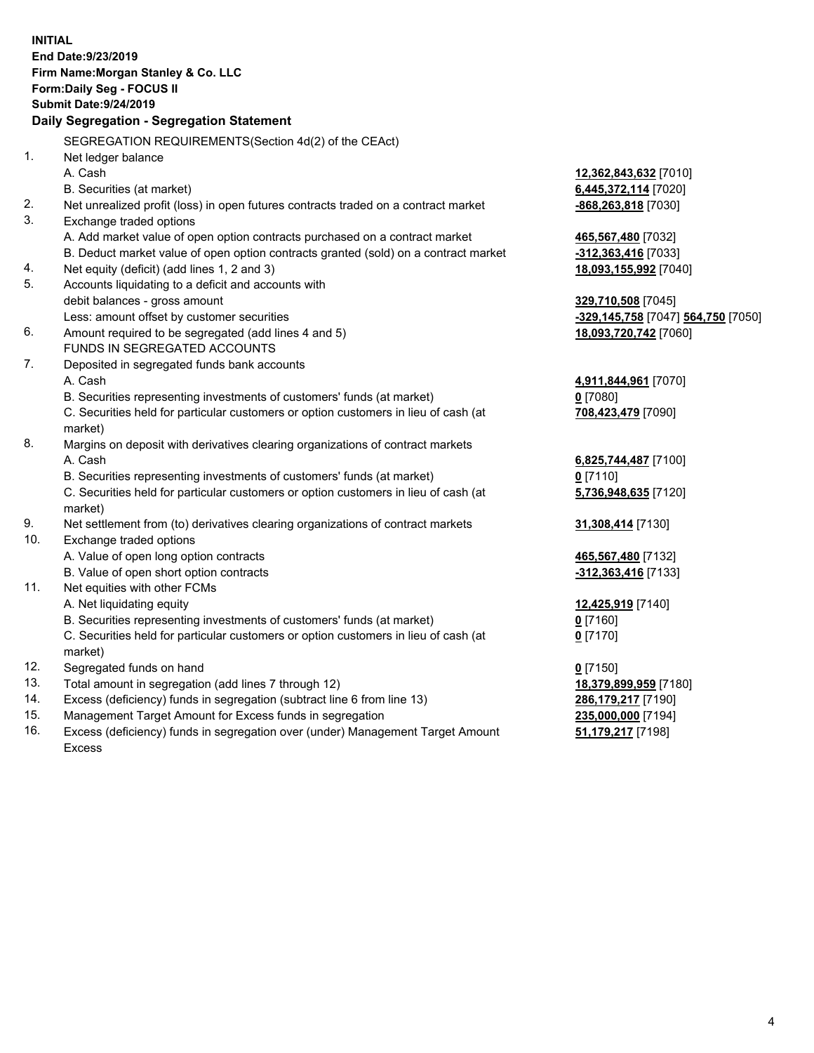**INITIAL**
**End Date:9/23/2019**
**Firm Name:Morgan Stanley & Co. LLC**
**Form:Daily Seg - FOCUS II**
**Submit Date:9/24/2019**

**Daily Segregation - Segregation Statement**

SEGREGATION REQUIREMENTS(Section 4d(2) of the CEAct)

| | | |
|---|---|---|
| 1. | Net ledger balance | |
| | A. Cash | **12,362,843,632** [7010] |
| | B. Securities (at market) | **6,445,372,114** [7020] |
| 2. | Net unrealized profit (loss) in open futures contracts traded on a contract market | **-868,263,818** [7030] |
| 3. | Exchange traded options | |
| | A. Add market value of open option contracts purchased on a contract market | **465,567,480** [7032] |
| | B. Deduct market value of open option contracts granted (sold) on a contract market | **-312,363,416** [7033] |
| 4. | Net equity (deficit) (add lines 1, 2 and 3) | **18,093,155,992** [7040] |
| 5. | Accounts liquidating to a deficit and accounts with debit balances - gross amount | **329,710,508** [7045] |
| | Less: amount offset by customer securities | **-329,145,758** [7047] **564,750** [7050] |
| 6. | Amount required to be segregated (add lines 4 and 5) | **18,093,720,742** [7060] |
| | FUNDS IN SEGREGATED ACCOUNTS | |
| 7. | Deposited in segregated funds bank accounts | |
| | A. Cash | **4,911,844,961** [7070] |
| | B. Securities representing investments of customers' funds (at market) | **0** [7080] |
| | C. Securities held for particular customers or option customers in lieu of cash (at market) | **708,423,479** [7090] |
| 8. | Margins on deposit with derivatives clearing organizations of contract markets | |
| | A. Cash | **6,825,744,487** [7100] |
| | B. Securities representing investments of customers' funds (at market) | **0** [7110] |
| | C. Securities held for particular customers or option customers in lieu of cash (at market) | **5,736,948,635** [7120] |
| 9. | Net settlement from (to) derivatives clearing organizations of contract markets | **31,308,414** [7130] |
| 10. | Exchange traded options | |
| | A. Value of open long option contracts | **465,567,480** [7132] |
| | B. Value of open short option contracts | **-312,363,416** [7133] |
| 11. | Net equities with other FCMs | |
| | A. Net liquidating equity | **12,425,919** [7140] |
| | B. Securities representing investments of customers' funds (at market) | **0** [7160] |
| | C. Securities held for particular customers or option customers in lieu of cash (at market) | **0** [7170] |
| 12. | Segregated funds on hand | **0** [7150] |
| 13. | Total amount in segregation (add lines 7 through 12) | **18,379,899,959** [7180] |
| 14. | Excess (deficiency) funds in segregation (subtract line 6 from line 13) | **286,179,217** [7190] |
| 15. | Management Target Amount for Excess funds in segregation | **235,000,000** [7194] |
| 16. | Excess (deficiency) funds in segregation over (under) Management Target Amount Excess | **51,179,217** [7198] |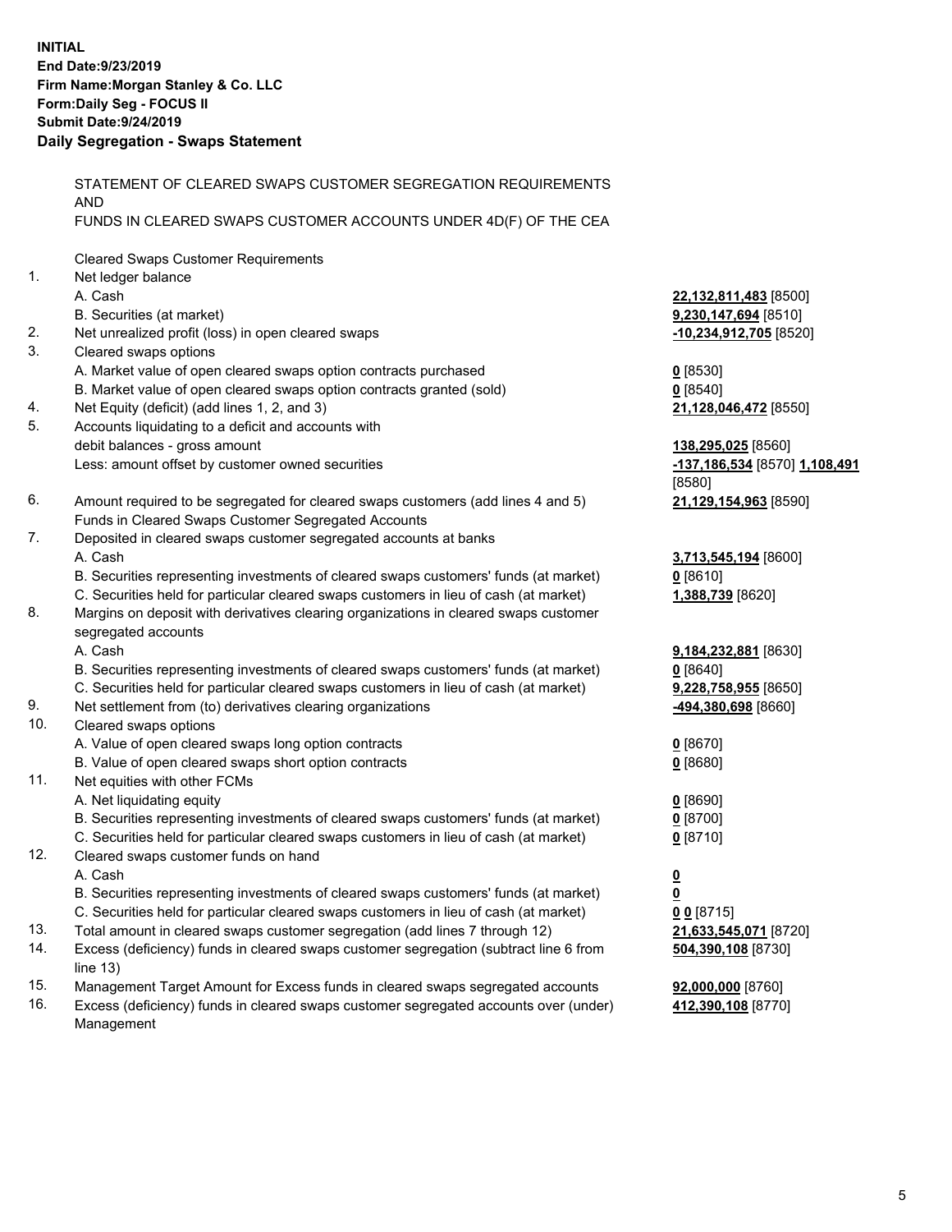**INITIAL**
**End Date:9/23/2019**
**Firm Name:Morgan Stanley & Co. LLC**
**Form:Daily Seg - FOCUS II**
**Submit Date:9/24/2019**
**Daily Segregation - Swaps Statement**

STATEMENT OF CLEARED SWAPS CUSTOMER SEGREGATION REQUIREMENTS AND FUNDS IN CLEARED SWAPS CUSTOMER ACCOUNTS UNDER 4D(F) OF THE CEA

| | | |
|---|---|---|
| | Cleared Swaps Customer Requirements | |
| 1. | Net ledger balance | |
| | A. Cash | **22,132,811,483** [8500] |
| | B. Securities (at market) | **9,230,147,694** [8510] |
| 2. | Net unrealized profit (loss) in open cleared swaps | **-10,234,912,705** [8520] |
| 3. | Cleared swaps options | |
| | A. Market value of open cleared swaps option contracts purchased | **0** [8530] |
| | B. Market value of open cleared swaps option contracts granted (sold) | **0** [8540] |
| 4. | Net Equity (deficit) (add lines 1, 2, and 3) | **21,128,046,472** [8550] |
| 5. | Accounts liquidating to a deficit and accounts with debit balances - gross amount | **138,295,025** [8560] |
| | Less: amount offset by customer owned securities | **-137,186,534** [8570] **1,108,491** [8580] |
| 6. | Amount required to be segregated for cleared swaps customers (add lines 4 and 5) | **21,129,154,963** [8590] |
| | Funds in Cleared Swaps Customer Segregated Accounts | |
| 7. | Deposited in cleared swaps customer segregated accounts at banks | |
| | A. Cash | **3,713,545,194** [8600] |
| | B. Securities representing investments of cleared swaps customers' funds (at market) | **0** [8610] |
| | C. Securities held for particular cleared swaps customers in lieu of cash (at market) | **1,388,739** [8620] |
| 8. | Margins on deposit with derivatives clearing organizations in cleared swaps customer segregated accounts | |
| | A. Cash | **9,184,232,881** [8630] |
| | B. Securities representing investments of cleared swaps customers' funds (at market) | **0** [8640] |
| | C. Securities held for particular cleared swaps customers in lieu of cash (at market) | **9,228,758,955** [8650] |
| 9. | Net settlement from (to) derivatives clearing organizations | **-494,380,698** [8660] |
| 10. | Cleared swaps options | |
| | A. Value of open cleared swaps long option contracts | **0** [8670] |
| | B. Value of open cleared swaps short option contracts | **0** [8680] |
| 11. | Net equities with other FCMs | |
| | A. Net liquidating equity | **0** [8690] |
| | B. Securities representing investments of cleared swaps customers' funds (at market) | **0** [8700] |
| | C. Securities held for particular cleared swaps customers in lieu of cash (at market) | **0** [8710] |
| 12. | Cleared swaps customer funds on hand | |
| | A. Cash | **0** |
| | B. Securities representing investments of cleared swaps customers' funds (at market) | **0** |
| | C. Securities held for particular cleared swaps customers in lieu of cash (at market) | **0** **0** [8715] |
| 13. | Total amount in cleared swaps customer segregation (add lines 7 through 12) | **21,633,545,071** [8720] |
| 14. | Excess (deficiency) funds in cleared swaps customer segregation (subtract line 6 from line 13) | **504,390,108** [8730] |
| 15. | Management Target Amount for Excess funds in cleared swaps segregated accounts | **92,000,000** [8760] |
| 16. | Excess (deficiency) funds in cleared swaps customer segregated accounts over (under) Management | **412,390,108** [8770] |